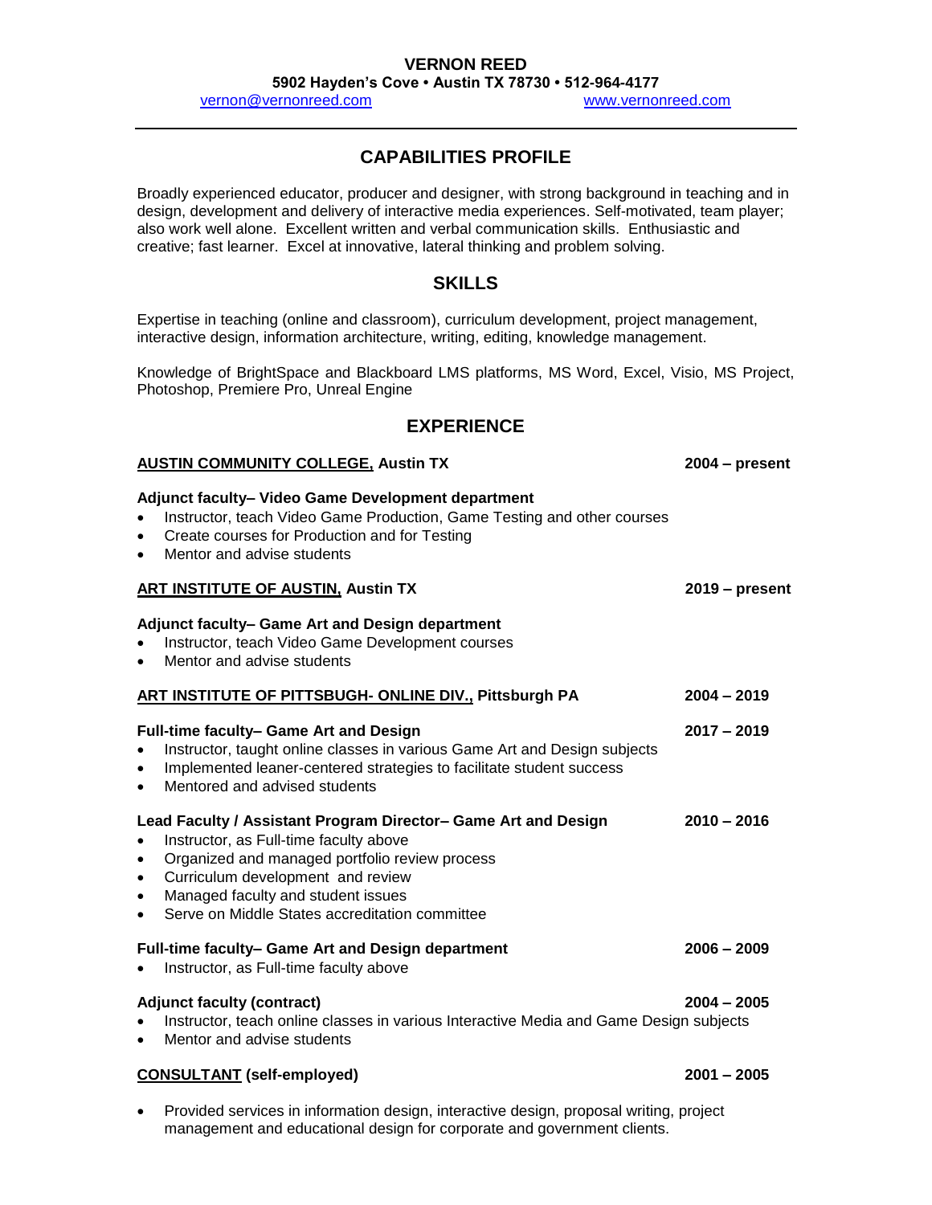# VERNON REED

**5902 Hayden's Cove • Austin TX 78730 • 512-964-4177**

vernon@vernonreed.com www.vernonreed.com

---

## CAPABILITIES PROFILE

Broadly experienced educator, producer and designer, with strong background in teaching and in design, development and delivery of interactive media experiences. Self-motivated, team player; also work well alone. Excellent written and verbal communication skills. Enthusiastic and creative; fast learner. Excel at innovative, lateral thinking and problem solving.

## SKILLS

Expertise in teaching (online and classroom), curriculum development, project management, interactive design, information architecture, writing, editing, knowledge management.

Knowledge of BrightSpace and Blackboard LMS platforms, MS Word, Excel, Visio, MS Project, Photoshop, Premiere Pro, Unreal Engine

## EXPERIENCE

**AUSTIN COMMUNITY COLLEGE, Austin TX** — **2004 – present**

**Adjunct faculty– Video Game Development department**

- Instructor, teach Video Game Production, Game Testing and other courses
- Create courses for Production and for Testing
- Mentor and advise students

**ART INSTITUTE OF AUSTIN, Austin TX** — **2019 – present**

**Adjunct faculty– Game Art and Design department**

- Instructor, teach Video Game Development courses
- Mentor and advise students

**ART INSTITUTE OF PITTSBUGH- ONLINE DIV., Pittsburgh PA** — **2004 – 2019**

**Full-time faculty– Game Art and Design** — **2017 – 2019**

- Instructor, taught online classes in various Game Art and Design subjects
- Implemented leaner-centered strategies to facilitate student success
- Mentored and advised students

**Lead Faculty / Assistant Program Director– Game Art and Design** — **2010 – 2016**

- Instructor, as Full-time faculty above
- Organized and managed portfolio review process
- Curriculum development and review
- Managed faculty and student issues
- Serve on Middle States accreditation committee

**Full-time faculty– Game Art and Design department** — **2006 – 2009**

- Instructor, as Full-time faculty above

**Adjunct faculty (contract)** — **2004 – 2005**

- Instructor, teach online classes in various Interactive Media and Game Design subjects
- Mentor and advise students

**CONSULTANT (self-employed)** — **2001 – 2005**

- Provided services in information design, interactive design, proposal writing, project management and educational design for corporate and government clients.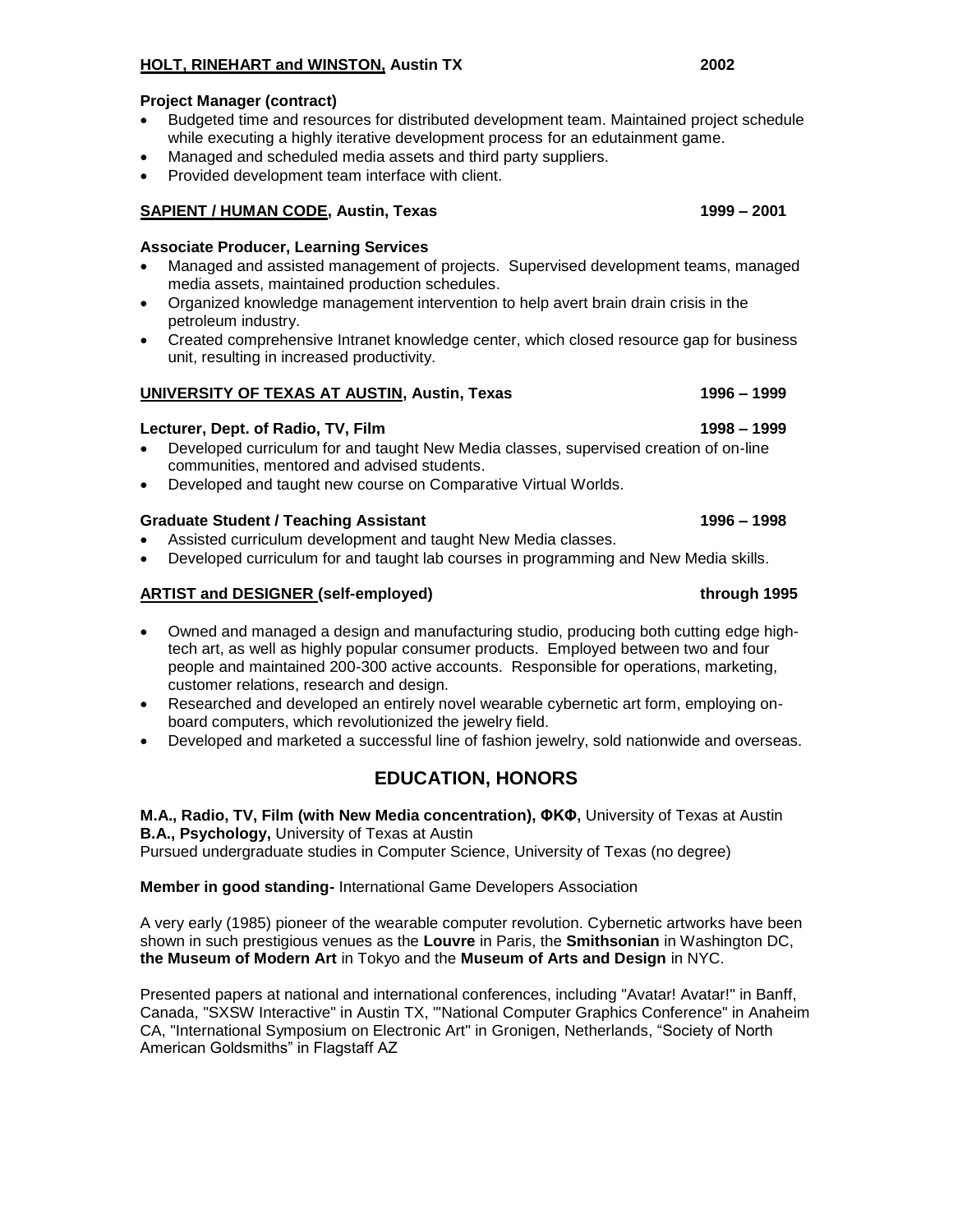**HOLT, RINEHART and WINSTON, Austin TX** **2002**

**Project Manager (contract)**

- Budgeted time and resources for distributed development team. Maintained project schedule while executing a highly iterative development process for an edutainment game.
- Managed and scheduled media assets and third party suppliers.
- Provided development team interface with client.

**SAPIENT / HUMAN CODE, Austin, Texas** **1999 – 2001**

**Associate Producer, Learning Services**

- Managed and assisted management of projects. Supervised development teams, managed media assets, maintained production schedules.
- Organized knowledge management intervention to help avert brain drain crisis in the petroleum industry.
- Created comprehensive Intranet knowledge center, which closed resource gap for business unit, resulting in increased productivity.

**UNIVERSITY OF TEXAS AT AUSTIN, Austin, Texas** **1996 – 1999**

**Lecturer, Dept. of Radio, TV, Film** **1998 – 1999**

- Developed curriculum for and taught New Media classes, supervised creation of on-line communities, mentored and advised students.
- Developed and taught new course on Comparative Virtual Worlds.

**Graduate Student / Teaching Assistant** **1996 – 1998**

- Assisted curriculum development and taught New Media classes.
- Developed curriculum for and taught lab courses in programming and New Media skills.

**ARTIST and DESIGNER (self-employed)** **through 1995**

- Owned and managed a design and manufacturing studio, producing both cutting edge high-tech art, as well as highly popular consumer products. Employed between two and four people and maintained 200-300 active accounts. Responsible for operations, marketing, customer relations, research and design.
- Researched and developed an entirely novel wearable cybernetic art form, employing on-board computers, which revolutionized the jewelry field.
- Developed and marketed a successful line of fashion jewelry, sold nationwide and overseas.

## EDUCATION, HONORS

**M.A., Radio, TV, Film (with New Media concentration), ΦΚΦ,** University of Texas at Austin
**B.A., Psychology,** University of Texas at Austin
Pursued undergraduate studies in Computer Science, University of Texas (no degree)

**Member in good standing-** International Game Developers Association

A very early (1985) pioneer of the wearable computer revolution. Cybernetic artworks have been shown in such prestigious venues as the **Louvre** in Paris, the **Smithsonian** in Washington DC, **the Museum of Modern Art** in Tokyo and the **Museum of Arts and Design** in NYC.

Presented papers at national and international conferences, including "Avatar! Avatar!" in Banff, Canada, "SXSW Interactive" in Austin TX, "'National Computer Graphics Conference" in Anaheim CA, "International Symposium on Electronic Art" in Gronigen, Netherlands, “Society of North American Goldsmiths” in Flagstaff AZ